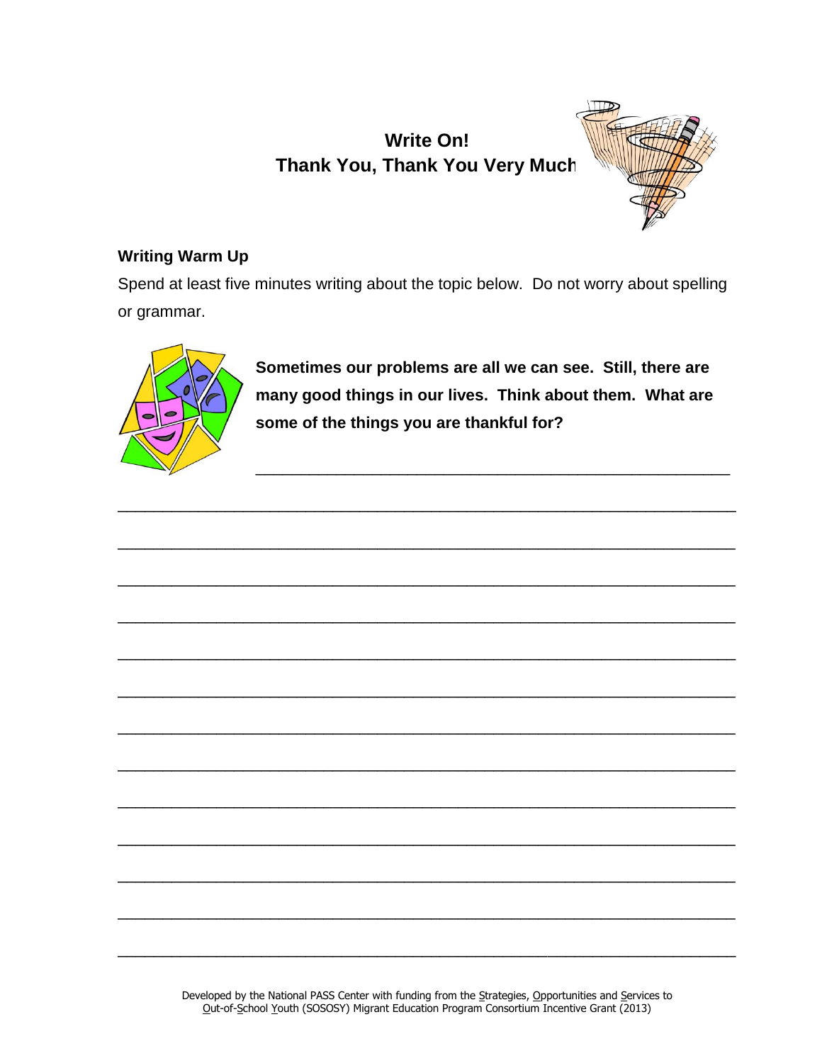# Write On!
## Thank You, Thank You Very Much

### Writing Warm Up

Spend at least five minutes writing about the topic below. Do not worry about spelling or grammar.

**Sometimes our problems are all we can see. Still, there are many good things in our lives. Think about them. What are some of the things you are thankful for?**

______________________________________________________

______________________________________________________

______________________________________________________

______________________________________________________

______________________________________________________

______________________________________________________

______________________________________________________

______________________________________________________

______________________________________________________

______________________________________________________

______________________________________________________

______________________________________________________

______________________________________________________

______________________________________________________

Developed by the National PASS Center with funding from the Strategies, Opportunities and Services to Out-of-School Youth (SOSOSY) Migrant Education Program Consortium Incentive Grant (2013)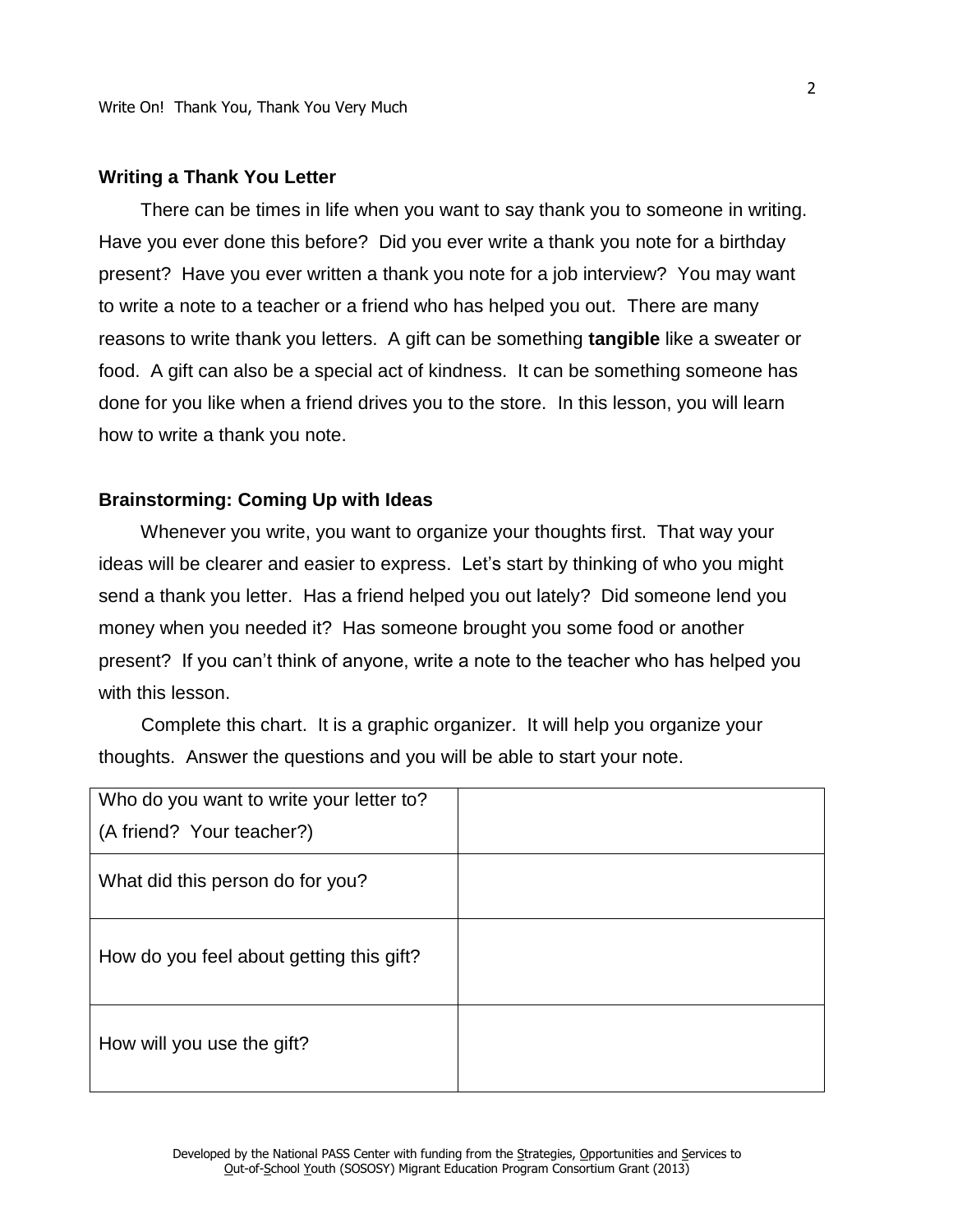## Writing a Thank You Letter

There can be times in life when you want to say thank you to someone in writing. Have you ever done this before? Did you ever write a thank you note for a birthday present? Have you ever written a thank you note for a job interview? You may want to write a note to a teacher or a friend who has helped you out. There are many reasons to write thank you letters. A gift can be something **tangible** like a sweater or food. A gift can also be a special act of kindness. It can be something someone has done for you like when a friend drives you to the store. In this lesson, you will learn how to write a thank you note.

## Brainstorming: Coming Up with Ideas

Whenever you write, you want to organize your thoughts first. That way your ideas will be clearer and easier to express. Let's start by thinking of who you might send a thank you letter. Has a friend helped you out lately? Did someone lend you money when you needed it? Has someone brought you some food or another present? If you can't think of anyone, write a note to the teacher who has helped you with this lesson.

Complete this chart. It is a graphic organizer. It will help you organize your thoughts. Answer the questions and you will be able to start your note.

| | |
|---|---|
| Who do you want to write your letter to? (A friend? Your teacher?) | |
| What did this person do for you? | |
| How do you feel about getting this gift? | |
| How will you use the gift? | |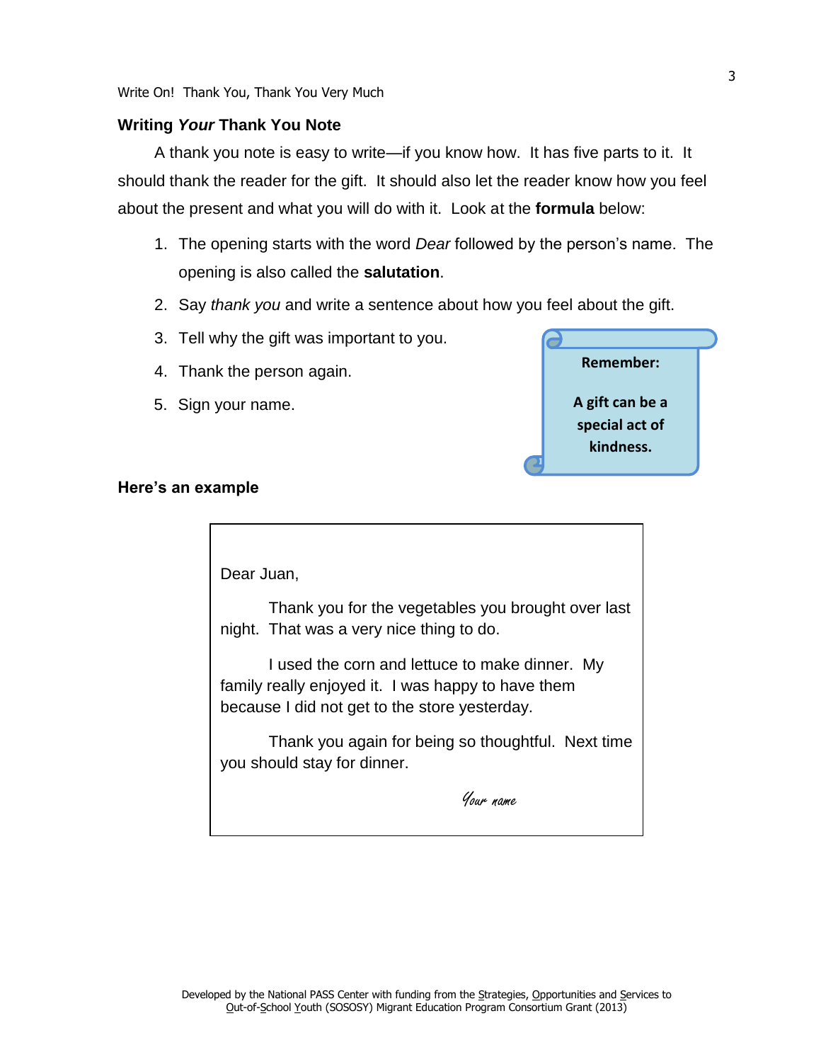## Writing *Your* Thank You Note

A thank you note is easy to write—if you know how. It has five parts to it. It should thank the reader for the gift. It should also let the reader know how you feel about the present and what you will do with it. Look at the **formula** below:

1. The opening starts with the word *Dear* followed by the person's name. The opening is also called the **salutation**.
2. Say *thank you* and write a sentence about how you feel about the gift.
3. Tell why the gift was important to you.
4. Thank the person again.
5. Sign your name.

**Remember:**

**A gift can be a special act of kindness.**

### Here's an example

Dear Juan,

Thank you for the vegetables you brought over last night. That was a very nice thing to do.

I used the corn and lettuce to make dinner. My family really enjoyed it. I was happy to have them because I did not get to the store yesterday.

Thank you again for being so thoughtful. Next time you should stay for dinner.

*Your name*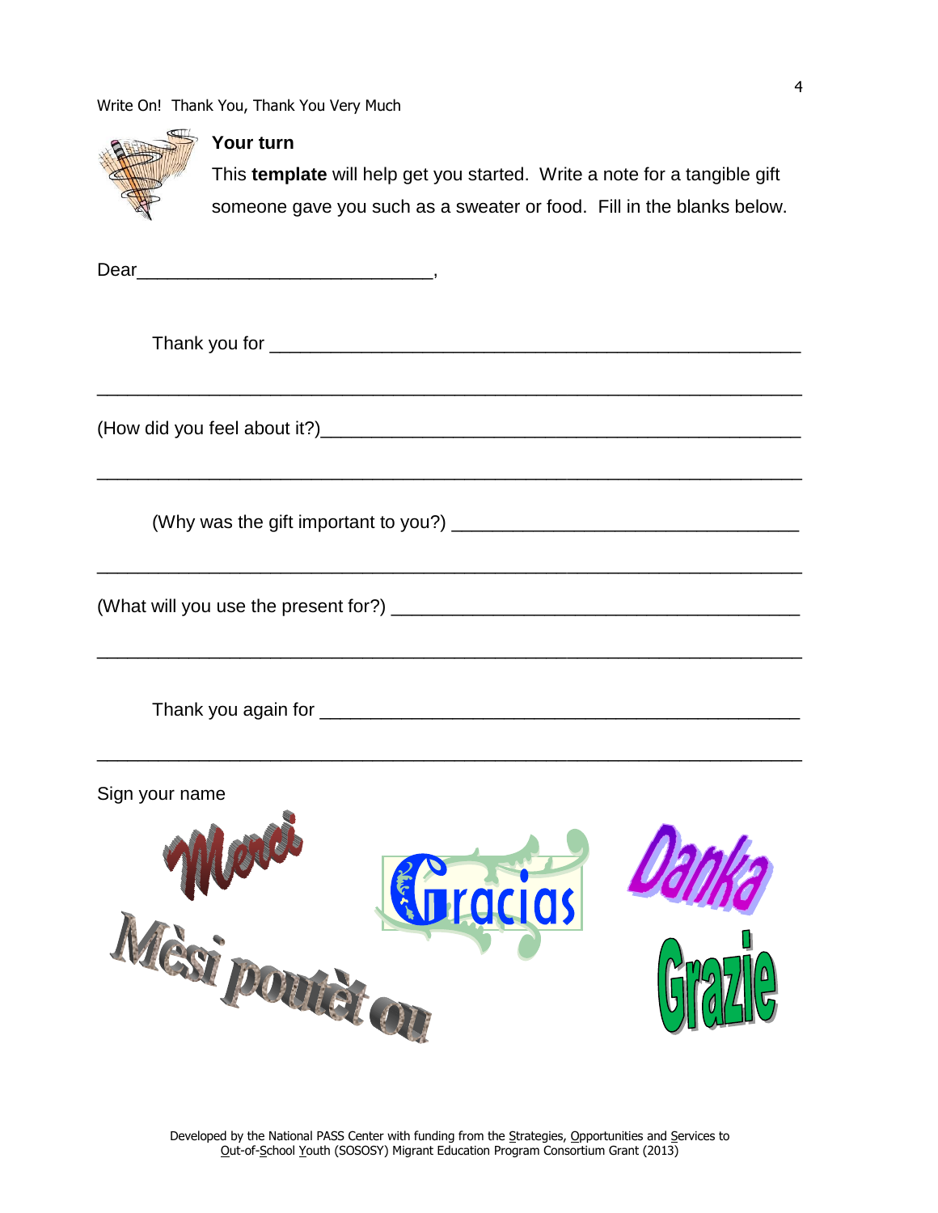## Your turn

This **template** will help get you started. Write a note for a tangible gift someone gave you such as a sweater or food. Fill in the blanks below.

Dear____________________________,

Thank you for ___________________________________________________

_________________________________________________________________

(How did you feel about it?)______________________________________

_________________________________________________________________

(Why was the gift important to you?) ______________________________

_________________________________________________________________

(What will you use the present for?) _______________________________

_________________________________________________________________

Thank you again for ____________________________________________

_________________________________________________________________

Sign your name

Merci

Gracias

Danka

Mèsi poutèt ou

Grazie

Developed by the National PASS Center with funding from the Strategies, Opportunities and Services to Out-of-School Youth (SOSOSY) Migrant Education Program Consortium Grant (2013)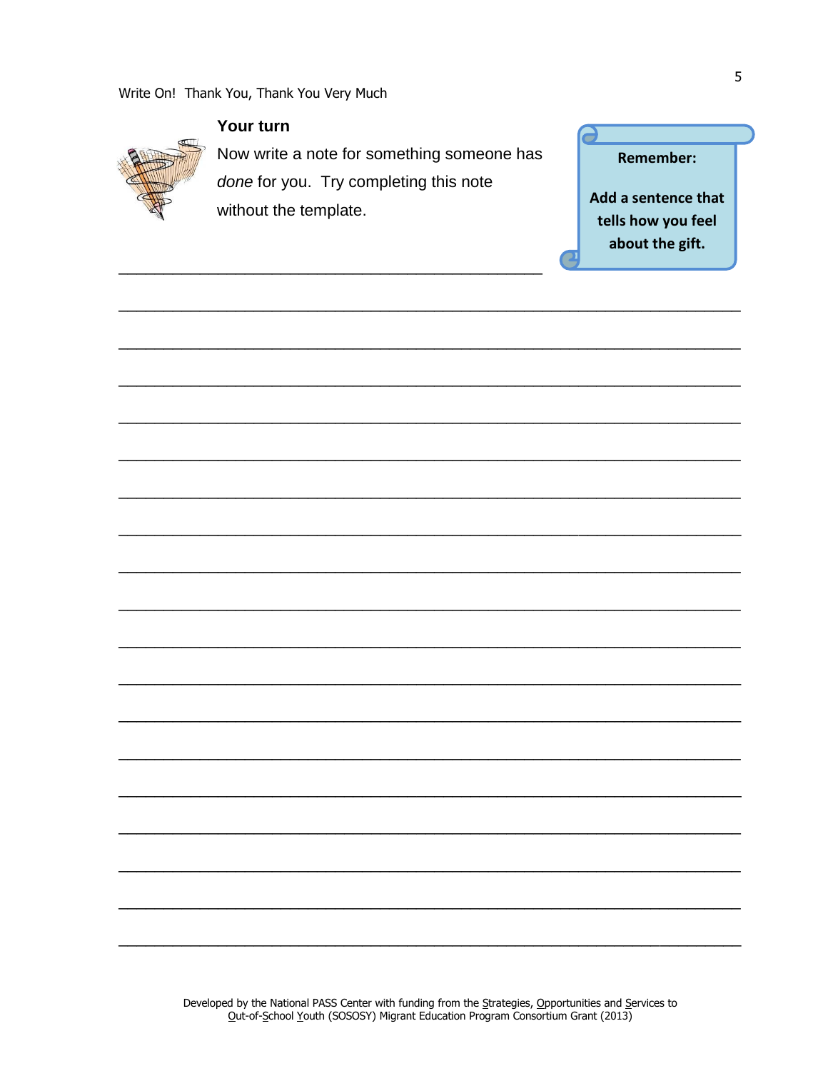### Your turn

Now write a note for something someone has *done* for you. Try completing this note without the template.

**Remember:**

**Add a sentence that tells how you feel about the gift.**

\_\_\_\_\_\_\_\_\_\_\_\_\_\_\_\_\_\_\_\_\_\_\_\_\_\_\_\_\_\_\_\_\_\_\_\_\_\_\_\_\_\_\_\_\_\_\_\_\_\_\_\_\_\_\_\_\_\_\_\_

\_\_\_\_\_\_\_\_\_\_\_\_\_\_\_\_\_\_\_\_\_\_\_\_\_\_\_\_\_\_\_\_\_\_\_\_\_\_\_\_\_\_\_\_\_\_\_\_\_\_\_\_\_\_\_\_\_\_\_\_\_\_\_\_\_\_\_\_\_\_\_\_\_\_\_\_\_\_\_\_\_\_\_\_\_\_\_

\_\_\_\_\_\_\_\_\_\_\_\_\_\_\_\_\_\_\_\_\_\_\_\_\_\_\_\_\_\_\_\_\_\_\_\_\_\_\_\_\_\_\_\_\_\_\_\_\_\_\_\_\_\_\_\_\_\_\_\_\_\_\_\_\_\_\_\_\_\_\_\_\_\_\_\_\_\_\_\_\_\_\_\_\_\_\_

\_\_\_\_\_\_\_\_\_\_\_\_\_\_\_\_\_\_\_\_\_\_\_\_\_\_\_\_\_\_\_\_\_\_\_\_\_\_\_\_\_\_\_\_\_\_\_\_\_\_\_\_\_\_\_\_\_\_\_\_\_\_\_\_\_\_\_\_\_\_\_\_\_\_\_\_\_\_\_\_\_\_\_\_\_\_\_

\_\_\_\_\_\_\_\_\_\_\_\_\_\_\_\_\_\_\_\_\_\_\_\_\_\_\_\_\_\_\_\_\_\_\_\_\_\_\_\_\_\_\_\_\_\_\_\_\_\_\_\_\_\_\_\_\_\_\_\_\_\_\_\_\_\_\_\_\_\_\_\_\_\_\_\_\_\_\_\_\_\_\_\_\_\_\_

\_\_\_\_\_\_\_\_\_\_\_\_\_\_\_\_\_\_\_\_\_\_\_\_\_\_\_\_\_\_\_\_\_\_\_\_\_\_\_\_\_\_\_\_\_\_\_\_\_\_\_\_\_\_\_\_\_\_\_\_\_\_\_\_\_\_\_\_\_\_\_\_\_\_\_\_\_\_\_\_\_\_\_\_\_\_\_

\_\_\_\_\_\_\_\_\_\_\_\_\_\_\_\_\_\_\_\_\_\_\_\_\_\_\_\_\_\_\_\_\_\_\_\_\_\_\_\_\_\_\_\_\_\_\_\_\_\_\_\_\_\_\_\_\_\_\_\_\_\_\_\_\_\_\_\_\_\_\_\_\_\_\_\_\_\_\_\_\_\_\_\_\_\_\_

\_\_\_\_\_\_\_\_\_\_\_\_\_\_\_\_\_\_\_\_\_\_\_\_\_\_\_\_\_\_\_\_\_\_\_\_\_\_\_\_\_\_\_\_\_\_\_\_\_\_\_\_\_\_\_\_\_\_\_\_\_\_\_\_\_\_\_\_\_\_\_\_\_\_\_\_\_\_\_\_\_\_\_\_\_\_\_

\_\_\_\_\_\_\_\_\_\_\_\_\_\_\_\_\_\_\_\_\_\_\_\_\_\_\_\_\_\_\_\_\_\_\_\_\_\_\_\_\_\_\_\_\_\_\_\_\_\_\_\_\_\_\_\_\_\_\_\_\_\_\_\_\_\_\_\_\_\_\_\_\_\_\_\_\_\_\_\_\_\_\_\_\_\_\_

\_\_\_\_\_\_\_\_\_\_\_\_\_\_\_\_\_\_\_\_\_\_\_\_\_\_\_\_\_\_\_\_\_\_\_\_\_\_\_\_\_\_\_\_\_\_\_\_\_\_\_\_\_\_\_\_\_\_\_\_\_\_\_\_\_\_\_\_\_\_\_\_\_\_\_\_\_\_\_\_\_\_\_\_\_\_\_

\_\_\_\_\_\_\_\_\_\_\_\_\_\_\_\_\_\_\_\_\_\_\_\_\_\_\_\_\_\_\_\_\_\_\_\_\_\_\_\_\_\_\_\_\_\_\_\_\_\_\_\_\_\_\_\_\_\_\_\_\_\_\_\_\_\_\_\_\_\_\_\_\_\_\_\_\_\_\_\_\_\_\_\_\_\_\_

\_\_\_\_\_\_\_\_\_\_\_\_\_\_\_\_\_\_\_\_\_\_\_\_\_\_\_\_\_\_\_\_\_\_\_\_\_\_\_\_\_\_\_\_\_\_\_\_\_\_\_\_\_\_\_\_\_\_\_\_\_\_\_\_\_\_\_\_\_\_\_\_\_\_\_\_\_\_\_\_\_\_\_\_\_\_\_

\_\_\_\_\_\_\_\_\_\_\_\_\_\_\_\_\_\_\_\_\_\_\_\_\_\_\_\_\_\_\_\_\_\_\_\_\_\_\_\_\_\_\_\_\_\_\_\_\_\_\_\_\_\_\_\_\_\_\_\_\_\_\_\_\_\_\_\_\_\_\_\_\_\_\_\_\_\_\_\_\_\_\_\_\_\_\_

\_\_\_\_\_\_\_\_\_\_\_\_\_\_\_\_\_\_\_\_\_\_\_\_\_\_\_\_\_\_\_\_\_\_\_\_\_\_\_\_\_\_\_\_\_\_\_\_\_\_\_\_\_\_\_\_\_\_\_\_\_\_\_\_\_\_\_\_\_\_\_\_\_\_\_\_\_\_\_\_\_\_\_\_\_\_\_

\_\_\_\_\_\_\_\_\_\_\_\_\_\_\_\_\_\_\_\_\_\_\_\_\_\_\_\_\_\_\_\_\_\_\_\_\_\_\_\_\_\_\_\_\_\_\_\_\_\_\_\_\_\_\_\_\_\_\_\_\_\_\_\_\_\_\_\_\_\_\_\_\_\_\_\_\_\_\_\_\_\_\_\_\_\_\_

\_\_\_\_\_\_\_\_\_\_\_\_\_\_\_\_\_\_\_\_\_\_\_\_\_\_\_\_\_\_\_\_\_\_\_\_\_\_\_\_\_\_\_\_\_\_\_\_\_\_\_\_\_\_\_\_\_\_\_\_\_\_\_\_\_\_\_\_\_\_\_\_\_\_\_\_\_\_\_\_\_\_\_\_\_\_\_

\_\_\_\_\_\_\_\_\_\_\_\_\_\_\_\_\_\_\_\_\_\_\_\_\_\_\_\_\_\_\_\_\_\_\_\_\_\_\_\_\_\_\_\_\_\_\_\_\_\_\_\_\_\_\_\_\_\_\_\_\_\_\_\_\_\_\_\_\_\_\_\_\_\_\_\_\_\_\_\_\_\_\_\_\_\_\_

\_\_\_\_\_\_\_\_\_\_\_\_\_\_\_\_\_\_\_\_\_\_\_\_\_\_\_\_\_\_\_\_\_\_\_\_\_\_\_\_\_\_\_\_\_\_\_\_\_\_\_\_\_\_\_\_\_\_\_\_\_\_\_\_\_\_\_\_\_\_\_\_\_\_\_\_\_\_\_\_\_\_\_\_\_\_\_

\_\_\_\_\_\_\_\_\_\_\_\_\_\_\_\_\_\_\_\_\_\_\_\_\_\_\_\_\_\_\_\_\_\_\_\_\_\_\_\_\_\_\_\_\_\_\_\_\_\_\_\_\_\_\_\_\_\_\_\_\_\_\_\_\_\_\_\_\_\_\_\_\_\_\_\_\_\_\_\_\_\_\_\_\_\_\_

\_\_\_\_\_\_\_\_\_\_\_\_\_\_\_\_\_\_\_\_\_\_\_\_\_\_\_\_\_\_\_\_\_\_\_\_\_\_\_\_\_\_\_\_\_\_\_\_\_\_\_\_\_\_\_\_\_\_\_\_\_\_\_\_\_\_\_\_\_\_\_\_\_\_\_\_\_\_\_\_\_\_\_\_\_\_\_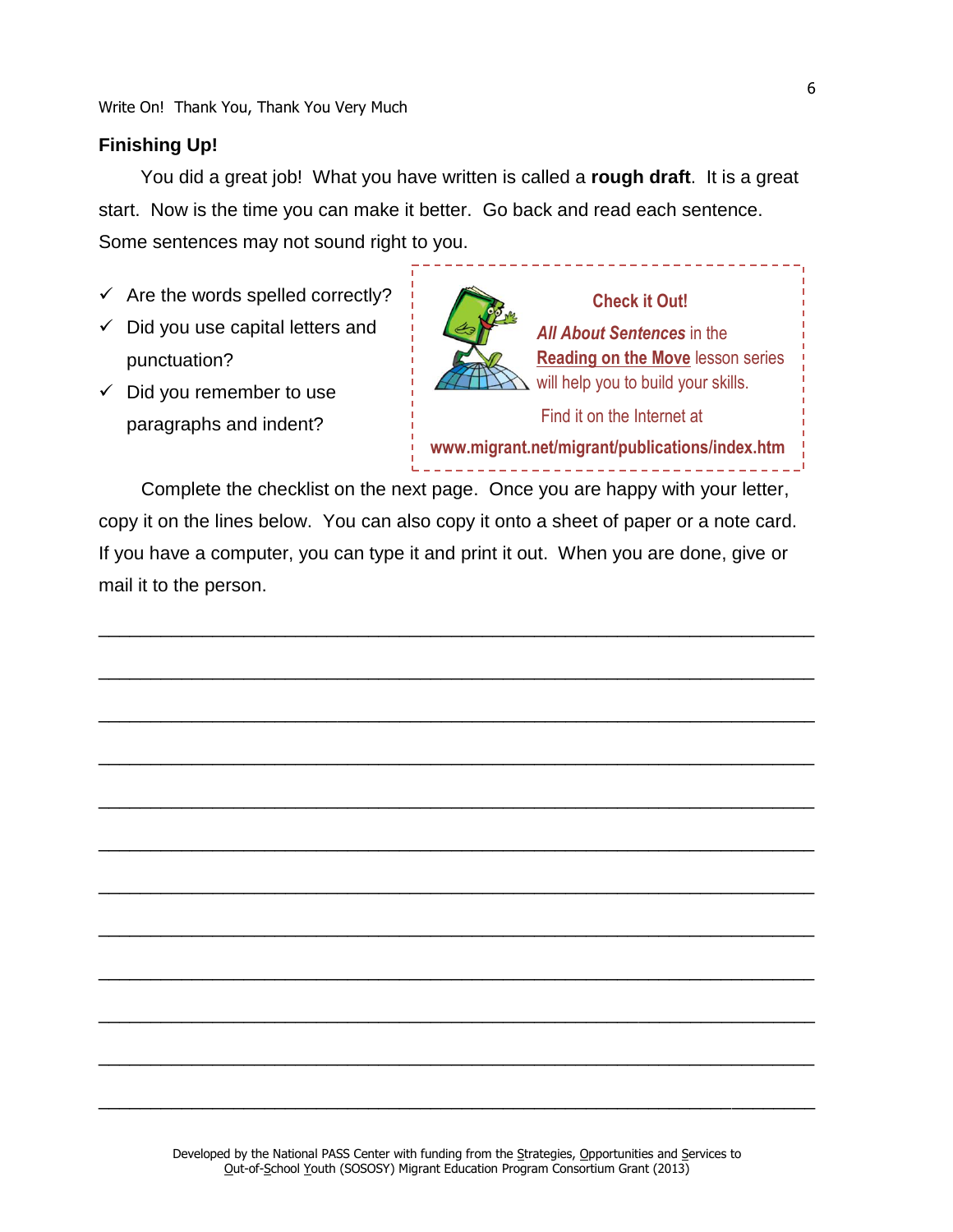## Finishing Up!

You did a great job! What you have written is called a **rough draft**. It is a great start. Now is the time you can make it better. Go back and read each sentence. Some sentences may not sound right to you.

- ✓ Are the words spelled correctly?
- ✓ Did you use capital letters and punctuation?
- ✓ Did you remember to use paragraphs and indent?

> **Check it Out!**
>
> ***All About Sentences*** in the **Reading on the Move** lesson series will help you to build your skills.
>
> Find it on the Internet at
>
> **www.migrant.net/migrant/publications/index.htm**

Complete the checklist on the next page. Once you are happy with your letter, copy it on the lines below. You can also copy it onto a sheet of paper or a note card. If you have a computer, you can type it and print it out. When you are done, give or mail it to the person.

\_\_\_\_\_\_\_\_\_\_\_\_\_\_\_\_\_\_\_\_\_\_\_\_\_\_\_\_\_\_\_\_\_\_\_\_\_\_\_\_\_\_\_\_\_\_\_\_\_\_\_\_\_\_\_\_\_\_\_\_

\_\_\_\_\_\_\_\_\_\_\_\_\_\_\_\_\_\_\_\_\_\_\_\_\_\_\_\_\_\_\_\_\_\_\_\_\_\_\_\_\_\_\_\_\_\_\_\_\_\_\_\_\_\_\_\_\_\_\_\_

\_\_\_\_\_\_\_\_\_\_\_\_\_\_\_\_\_\_\_\_\_\_\_\_\_\_\_\_\_\_\_\_\_\_\_\_\_\_\_\_\_\_\_\_\_\_\_\_\_\_\_\_\_\_\_\_\_\_\_\_

\_\_\_\_\_\_\_\_\_\_\_\_\_\_\_\_\_\_\_\_\_\_\_\_\_\_\_\_\_\_\_\_\_\_\_\_\_\_\_\_\_\_\_\_\_\_\_\_\_\_\_\_\_\_\_\_\_\_\_\_

\_\_\_\_\_\_\_\_\_\_\_\_\_\_\_\_\_\_\_\_\_\_\_\_\_\_\_\_\_\_\_\_\_\_\_\_\_\_\_\_\_\_\_\_\_\_\_\_\_\_\_\_\_\_\_\_\_\_\_\_

\_\_\_\_\_\_\_\_\_\_\_\_\_\_\_\_\_\_\_\_\_\_\_\_\_\_\_\_\_\_\_\_\_\_\_\_\_\_\_\_\_\_\_\_\_\_\_\_\_\_\_\_\_\_\_\_\_\_\_\_

\_\_\_\_\_\_\_\_\_\_\_\_\_\_\_\_\_\_\_\_\_\_\_\_\_\_\_\_\_\_\_\_\_\_\_\_\_\_\_\_\_\_\_\_\_\_\_\_\_\_\_\_\_\_\_\_\_\_\_\_

\_\_\_\_\_\_\_\_\_\_\_\_\_\_\_\_\_\_\_\_\_\_\_\_\_\_\_\_\_\_\_\_\_\_\_\_\_\_\_\_\_\_\_\_\_\_\_\_\_\_\_\_\_\_\_\_\_\_\_\_

\_\_\_\_\_\_\_\_\_\_\_\_\_\_\_\_\_\_\_\_\_\_\_\_\_\_\_\_\_\_\_\_\_\_\_\_\_\_\_\_\_\_\_\_\_\_\_\_\_\_\_\_\_\_\_\_\_\_\_\_

\_\_\_\_\_\_\_\_\_\_\_\_\_\_\_\_\_\_\_\_\_\_\_\_\_\_\_\_\_\_\_\_\_\_\_\_\_\_\_\_\_\_\_\_\_\_\_\_\_\_\_\_\_\_\_\_\_\_\_\_

\_\_\_\_\_\_\_\_\_\_\_\_\_\_\_\_\_\_\_\_\_\_\_\_\_\_\_\_\_\_\_\_\_\_\_\_\_\_\_\_\_\_\_\_\_\_\_\_\_\_\_\_\_\_\_\_\_\_\_\_

\_\_\_\_\_\_\_\_\_\_\_\_\_\_\_\_\_\_\_\_\_\_\_\_\_\_\_\_\_\_\_\_\_\_\_\_\_\_\_\_\_\_\_\_\_\_\_\_\_\_\_\_\_\_\_\_\_\_\_\_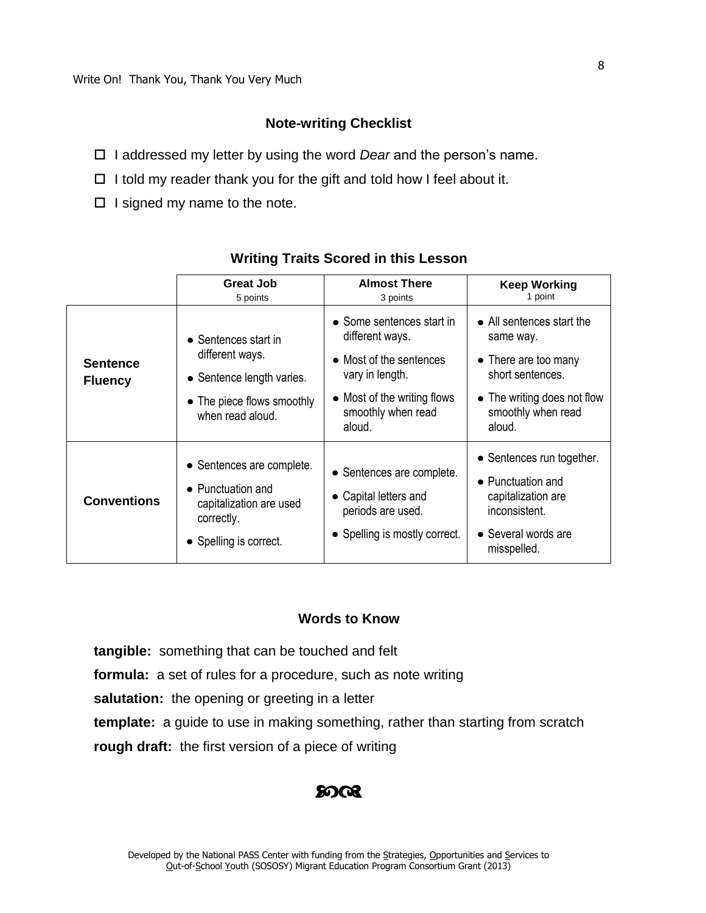### Note-writing Checklist

- ☐ I addressed my letter by using the word *Dear* and the person's name.
- ☐ I told my reader thank you for the gift and told how I feel about it.
- ☐ I signed my name to the note.

### Writing Traits Scored in this Lesson

| | Great Job 5 points | Almost There 3 points | Keep Working 1 point |
|---|---|---|---|
| **Sentence Fluency** | • Sentences start in different ways. • Sentence length varies. • The piece flows smoothly when read aloud. | • Some sentences start in different ways. • Most of the sentences vary in length. • Most of the writing flows smoothly when read aloud. | • All sentences start the same way. • There are too many short sentences. • The writing does not flow smoothly when read aloud. |
| **Conventions** | • Sentences are complete. • Punctuation and capitalization are used correctly. • Spelling is correct. | • Sentences are complete. • Capital letters and periods are used. • Spelling is mostly correct. | • Sentences run together. • Punctuation and capitalization are inconsistent. • Several words are misspelled. |

### Words to Know

**tangible:** something that can be touched and felt

**formula:** a set of rules for a procedure, such as note writing

**salutation:** the opening or greeting in a letter

**template:** a guide to use in making something, rather than starting from scratch

**rough draft:** the first version of a piece of writing

Developed by the National PASS Center with funding from the Strategies, Opportunities and Services to Out-of-School Youth (SOSOSY) Migrant Education Program Consortium Grant (2013)